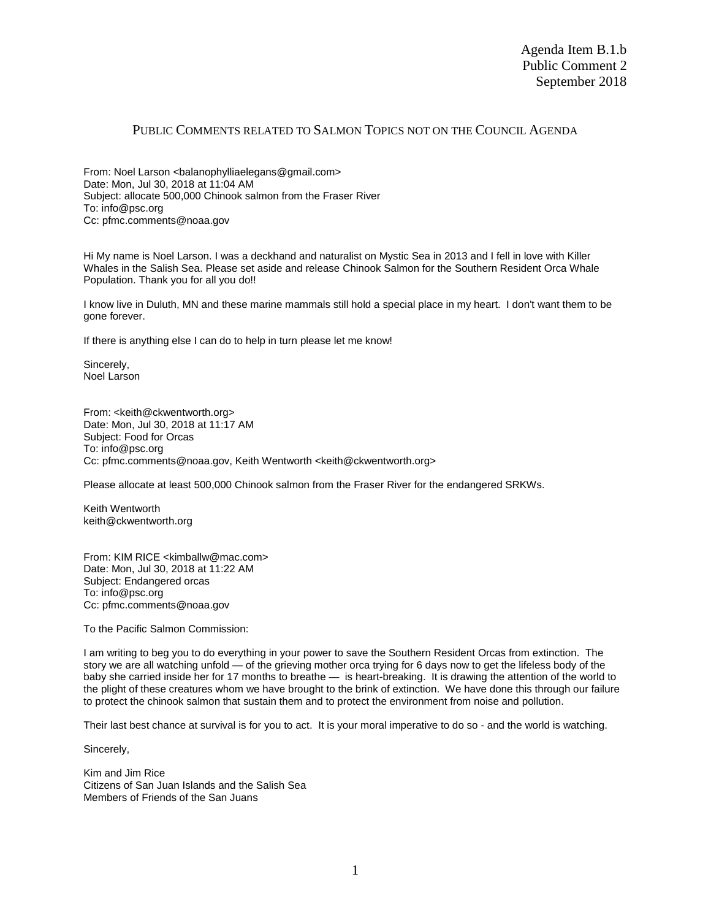Agenda Item B.1.b
Public Comment 2
September 2018

## PUBLIC COMMENTS RELATED TO SALMON TOPICS NOT ON THE COUNCIL AGENDA

From: Noel Larson <balanophylliaelegans@gmail.com>
Date: Mon, Jul 30, 2018 at 11:04 AM
Subject: allocate 500,000 Chinook salmon from the Fraser River
To: info@psc.org
Cc: pfmc.comments@noaa.gov

Hi My name is Noel Larson. I was a deckhand and naturalist on Mystic Sea in 2013 and I fell in love with Killer Whales in the Salish Sea. Please set aside and release Chinook Salmon for the Southern Resident Orca Whale Population. Thank you for all you do!!

I know live in Duluth, MN and these marine mammals still hold a special place in my heart. I don't want them to be gone forever.

If there is anything else I can do to help in turn please let me know!

Sincerely,
Noel Larson

From: <keith@ckwentworth.org>
Date: Mon, Jul 30, 2018 at 11:17 AM
Subject: Food for Orcas
To: info@psc.org
Cc: pfmc.comments@noaa.gov, Keith Wentworth <keith@ckwentworth.org>

Please allocate at least 500,000 Chinook salmon from the Fraser River for the endangered SRKWs.

Keith Wentworth
keith@ckwentworth.org

From: KIM RICE <kimballw@mac.com>
Date: Mon, Jul 30, 2018 at 11:22 AM
Subject: Endangered orcas
To: info@psc.org
Cc: pfmc.comments@noaa.gov

To the Pacific Salmon Commission:

I am writing to beg you to do everything in your power to save the Southern Resident Orcas from extinction. The story we are all watching unfold — of the grieving mother orca trying for 6 days now to get the lifeless body of the baby she carried inside her for 17 months to breathe — is heart-breaking. It is drawing the attention of the world to the plight of these creatures whom we have brought to the brink of extinction. We have done this through our failure to protect the chinook salmon that sustain them and to protect the environment from noise and pollution.

Their last best chance at survival is for you to act. It is your moral imperative to do so - and the world is watching.

Sincerely,

Kim and Jim Rice
Citizens of San Juan Islands and the Salish Sea
Members of Friends of the San Juans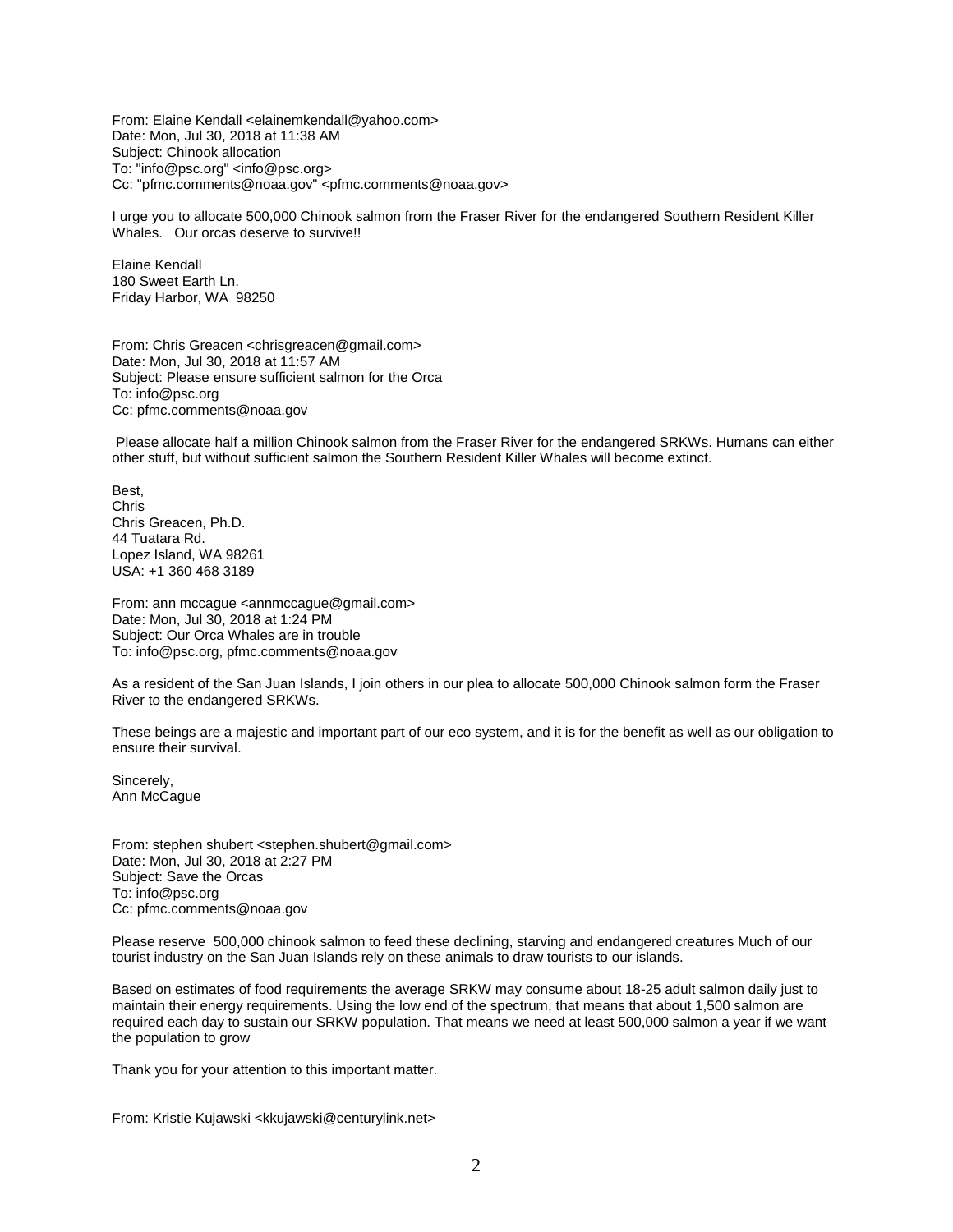From: Elaine Kendall <elainemkendall@yahoo.com>
Date: Mon, Jul 30, 2018 at 11:38 AM
Subject: Chinook allocation
To: "info@psc.org" <info@psc.org>
Cc: "pfmc.comments@noaa.gov" <pfmc.comments@noaa.gov>

I urge you to allocate 500,000 Chinook salmon from the Fraser River for the endangered Southern Resident Killer Whales. Our orcas deserve to survive!!

Elaine Kendall
180 Sweet Earth Ln.
Friday Harbor, WA 98250

From: Chris Greacen <chrisgreacen@gmail.com>
Date: Mon, Jul 30, 2018 at 11:57 AM
Subject: Please ensure sufficient salmon for the Orca
To: info@psc.org
Cc: pfmc.comments@noaa.gov

Please allocate half a million Chinook salmon from the Fraser River for the endangered SRKWs. Humans can either other stuff, but without sufficient salmon the Southern Resident Killer Whales will become extinct.

Best,
Chris
Chris Greacen, Ph.D.
44 Tuatara Rd.
Lopez Island, WA 98261
USA: +1 360 468 3189

From: ann mccague <annmccague@gmail.com>
Date: Mon, Jul 30, 2018 at 1:24 PM
Subject: Our Orca Whales are in trouble
To: info@psc.org, pfmc.comments@noaa.gov

As a resident of the San Juan Islands, I join others in our plea to allocate 500,000 Chinook salmon form the Fraser River to the endangered SRKWs.

These beings are a majestic and important part of our eco system, and it is for the benefit as well as our obligation to ensure their survival.

Sincerely,
Ann McCague

From: stephen shubert <stephen.shubert@gmail.com>
Date: Mon, Jul 30, 2018 at 2:27 PM
Subject: Save the Orcas
To: info@psc.org
Cc: pfmc.comments@noaa.gov

Please reserve 500,000 chinook salmon to feed these declining, starving and endangered creatures Much of our tourist industry on the San Juan Islands rely on these animals to draw tourists to our islands.

Based on estimates of food requirements the average SRKW may consume about 18-25 adult salmon daily just to maintain their energy requirements. Using the low end of the spectrum, that means that about 1,500 salmon are required each day to sustain our SRKW population. That means we need at least 500,000 salmon a year if we want the population to grow

Thank you for your attention to this important matter.

From: Kristie Kujawski <kkujawski@centurylink.net>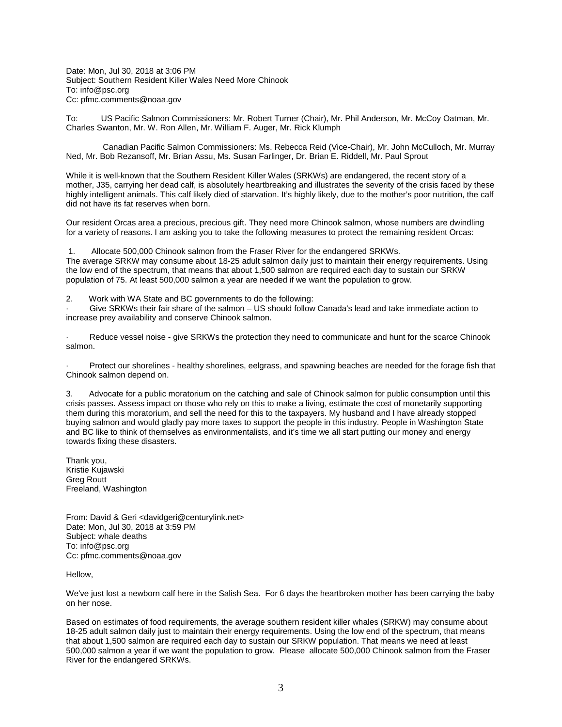Date: Mon, Jul 30, 2018 at 3:06 PM
Subject: Southern Resident Killer Wales Need More Chinook
To: info@psc.org
Cc: pfmc.comments@noaa.gov

To: US Pacific Salmon Commissioners: Mr. Robert Turner (Chair), Mr. Phil Anderson, Mr. McCoy Oatman, Mr. Charles Swanton, Mr. W. Ron Allen, Mr. William F. Auger, Mr. Rick Klumph

Canadian Pacific Salmon Commissioners: Ms. Rebecca Reid (Vice-Chair), Mr. John McCulloch, Mr. Murray Ned, Mr. Bob Rezansoff, Mr. Brian Assu, Ms. Susan Farlinger, Dr. Brian E. Riddell, Mr. Paul Sprout

While it is well-known that the Southern Resident Killer Wales (SRKWs) are endangered, the recent story of a mother, J35, carrying her dead calf, is absolutely heartbreaking and illustrates the severity of the crisis faced by these highly intelligent animals. This calf likely died of starvation. It's highly likely, due to the mother's poor nutrition, the calf did not have its fat reserves when born.

Our resident Orcas area a precious, precious gift. They need more Chinook salmon, whose numbers are dwindling for a variety of reasons. I am asking you to take the following measures to protect the remaining resident Orcas:

1. Allocate 500,000 Chinook salmon from the Fraser River for the endangered SRKWs.
The average SRKW may consume about 18-25 adult salmon daily just to maintain their energy requirements. Using the low end of the spectrum, that means that about 1,500 salmon are required each day to sustain our SRKW population of 75. At least 500,000 salmon a year are needed if we want the population to grow.

2. Work with WA State and BC governments to do the following:

· Give SRKWs their fair share of the salmon – US should follow Canada's lead and take immediate action to increase prey availability and conserve Chinook salmon.

· Reduce vessel noise - give SRKWs the protection they need to communicate and hunt for the scarce Chinook salmon.

· Protect our shorelines - healthy shorelines, eelgrass, and spawning beaches are needed for the forage fish that Chinook salmon depend on.

3. Advocate for a public moratorium on the catching and sale of Chinook salmon for public consumption until this crisis passes. Assess impact on those who rely on this to make a living, estimate the cost of monetarily supporting them during this moratorium, and sell the need for this to the taxpayers. My husband and I have already stopped buying salmon and would gladly pay more taxes to support the people in this industry. People in Washington State and BC like to think of themselves as environmentalists, and it's time we all start putting our money and energy towards fixing these disasters.

Thank you,
Kristie Kujawski
Greg Routt
Freeland, Washington

From: David & Geri <davidgeri@centurylink.net>
Date: Mon, Jul 30, 2018 at 3:59 PM
Subject: whale deaths
To: info@psc.org
Cc: pfmc.comments@noaa.gov

Hellow,

We've just lost a newborn calf here in the Salish Sea. For 6 days the heartbroken mother has been carrying the baby on her nose.

Based on estimates of food requirements, the average southern resident killer whales (SRKW) may consume about 18-25 adult salmon daily just to maintain their energy requirements. Using the low end of the spectrum, that means that about 1,500 salmon are required each day to sustain our SRKW population. That means we need at least 500,000 salmon a year if we want the population to grow. Please allocate 500,000 Chinook salmon from the Fraser River for the endangered SRKWs.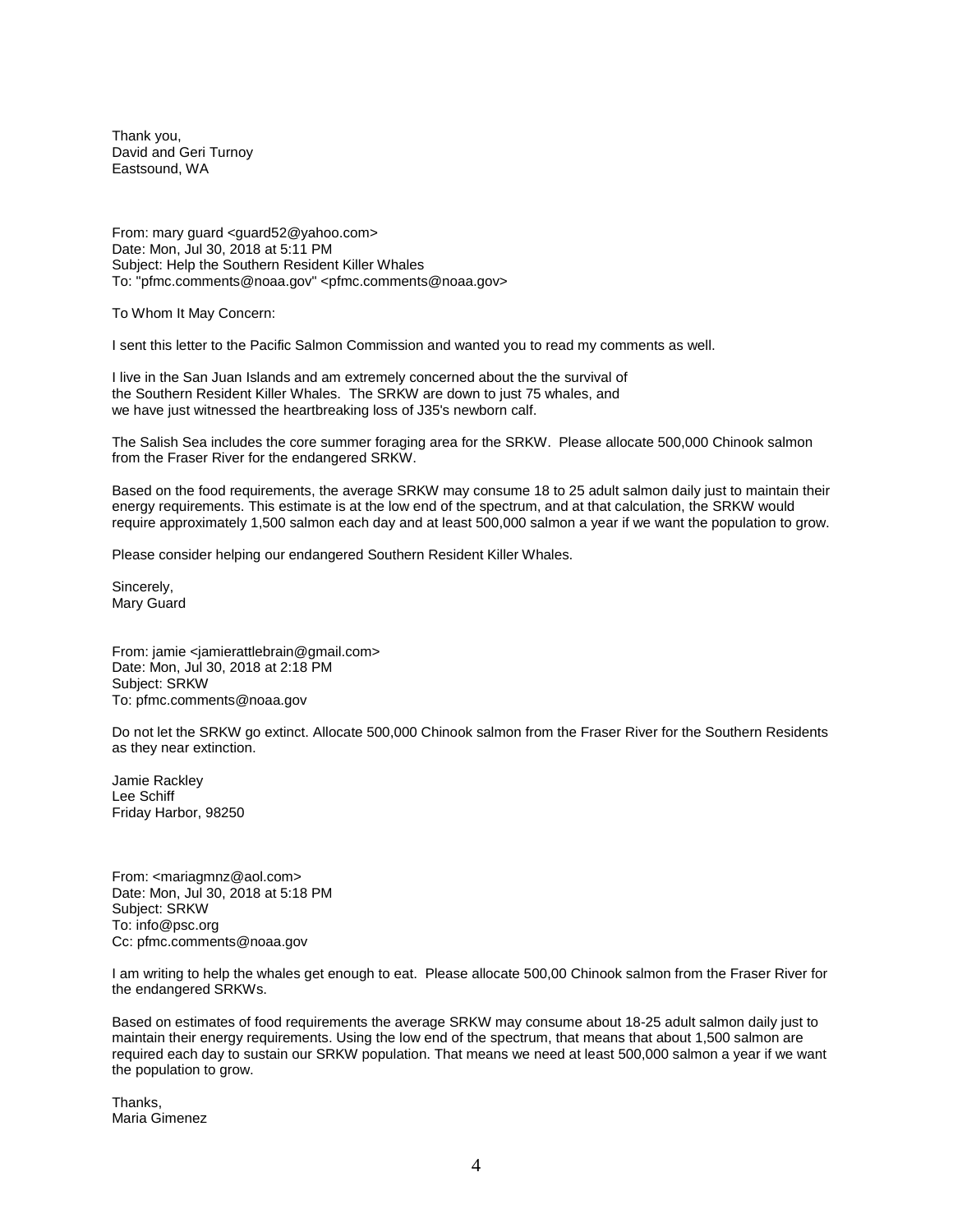Thank you,
David and Geri Turnoy
Eastsound, WA

From: mary guard <guard52@yahoo.com>
Date: Mon, Jul 30, 2018 at 5:11 PM
Subject: Help the Southern Resident Killer Whales
To: "pfmc.comments@noaa.gov" <pfmc.comments@noaa.gov>

To Whom It May Concern:

I sent this letter to the Pacific Salmon Commission and wanted you to read my comments as well.

I live in the San Juan Islands and am extremely concerned about the the survival of the Southern Resident Killer Whales. The SRKW are down to just 75 whales, and we have just witnessed the heartbreaking loss of J35's newborn calf.

The Salish Sea includes the core summer foraging area for the SRKW. Please allocate 500,000 Chinook salmon from the Fraser River for the endangered SRKW.

Based on the food requirements, the average SRKW may consume 18 to 25 adult salmon daily just to maintain their energy requirements. This estimate is at the low end of the spectrum, and at that calculation, the SRKW would require approximately 1,500 salmon each day and at least 500,000 salmon a year if we want the population to grow.

Please consider helping our endangered Southern Resident Killer Whales.

Sincerely,
Mary Guard

From: jamie <jamierattlebrain@gmail.com>
Date: Mon, Jul 30, 2018 at 2:18 PM
Subject: SRKW
To: pfmc.comments@noaa.gov

Do not let the SRKW go extinct. Allocate 500,000 Chinook salmon from the Fraser River for the Southern Residents as they near extinction.

Jamie Rackley
Lee Schiff
Friday Harbor, 98250

From: <mariagmnz@aol.com>
Date: Mon, Jul 30, 2018 at 5:18 PM
Subject: SRKW
To: info@psc.org
Cc: pfmc.comments@noaa.gov

I am writing to help the whales get enough to eat. Please allocate 500,00 Chinook salmon from the Fraser River for the endangered SRKWs.

Based on estimates of food requirements the average SRKW may consume about 18-25 adult salmon daily just to maintain their energy requirements. Using the low end of the spectrum, that means that about 1,500 salmon are required each day to sustain our SRKW population. That means we need at least 500,000 salmon a year if we want the population to grow.

Thanks,
Maria Gimenez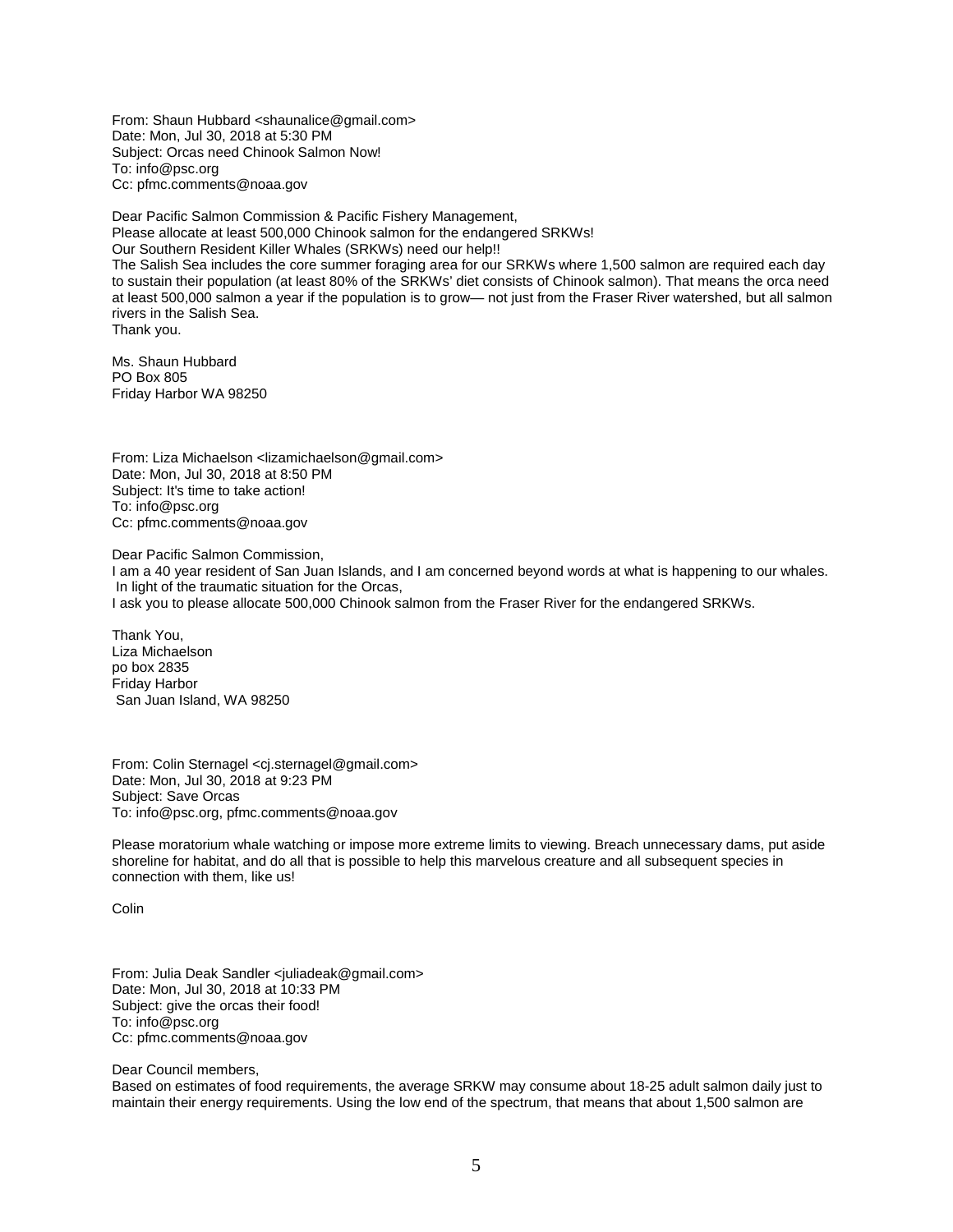From: Shaun Hubbard <shaunalice@gmail.com>
Date: Mon, Jul 30, 2018 at 5:30 PM
Subject: Orcas need Chinook Salmon Now!
To: info@psc.org
Cc: pfmc.comments@noaa.gov

Dear Pacific Salmon Commission & Pacific Fishery Management,
Please allocate at least 500,000 Chinook salmon for the endangered SRKWs!
Our Southern Resident Killer Whales (SRKWs) need our help!!
The Salish Sea includes the core summer foraging area for our SRKWs where 1,500 salmon are required each day to sustain their population (at least 80% of the SRKWs' diet consists of Chinook salmon). That means the orca need at least 500,000 salmon a year if the population is to grow— not just from the Fraser River watershed, but all salmon rivers in the Salish Sea.
Thank you.

Ms. Shaun Hubbard
PO Box 805
Friday Harbor WA 98250

From: Liza Michaelson <lizamichaelson@gmail.com>
Date: Mon, Jul 30, 2018 at 8:50 PM
Subject: It's time to take action!
To: info@psc.org
Cc: pfmc.comments@noaa.gov

Dear Pacific Salmon Commission,
I am a 40 year resident of San Juan Islands, and I am concerned beyond words at what is happening to our whales.
In light of the traumatic situation for the Orcas,
I ask you to please allocate 500,000 Chinook salmon from the Fraser River for the endangered SRKWs.

Thank You,
Liza Michaelson
po box 2835
Friday Harbor
San Juan Island, WA 98250

From: Colin Sternagel <cj.sternagel@gmail.com>
Date: Mon, Jul 30, 2018 at 9:23 PM
Subject: Save Orcas
To: info@psc.org, pfmc.comments@noaa.gov

Please moratorium whale watching or impose more extreme limits to viewing. Breach unnecessary dams, put aside shoreline for habitat, and do all that is possible to help this marvelous creature and all subsequent species in connection with them, like us!

Colin

From: Julia Deak Sandler <juliadeak@gmail.com>
Date: Mon, Jul 30, 2018 at 10:33 PM
Subject: give the orcas their food!
To: info@psc.org
Cc: pfmc.comments@noaa.gov

Dear Council members,
Based on estimates of food requirements, the average SRKW may consume about 18-25 adult salmon daily just to maintain their energy requirements. Using the low end of the spectrum, that means that about 1,500 salmon are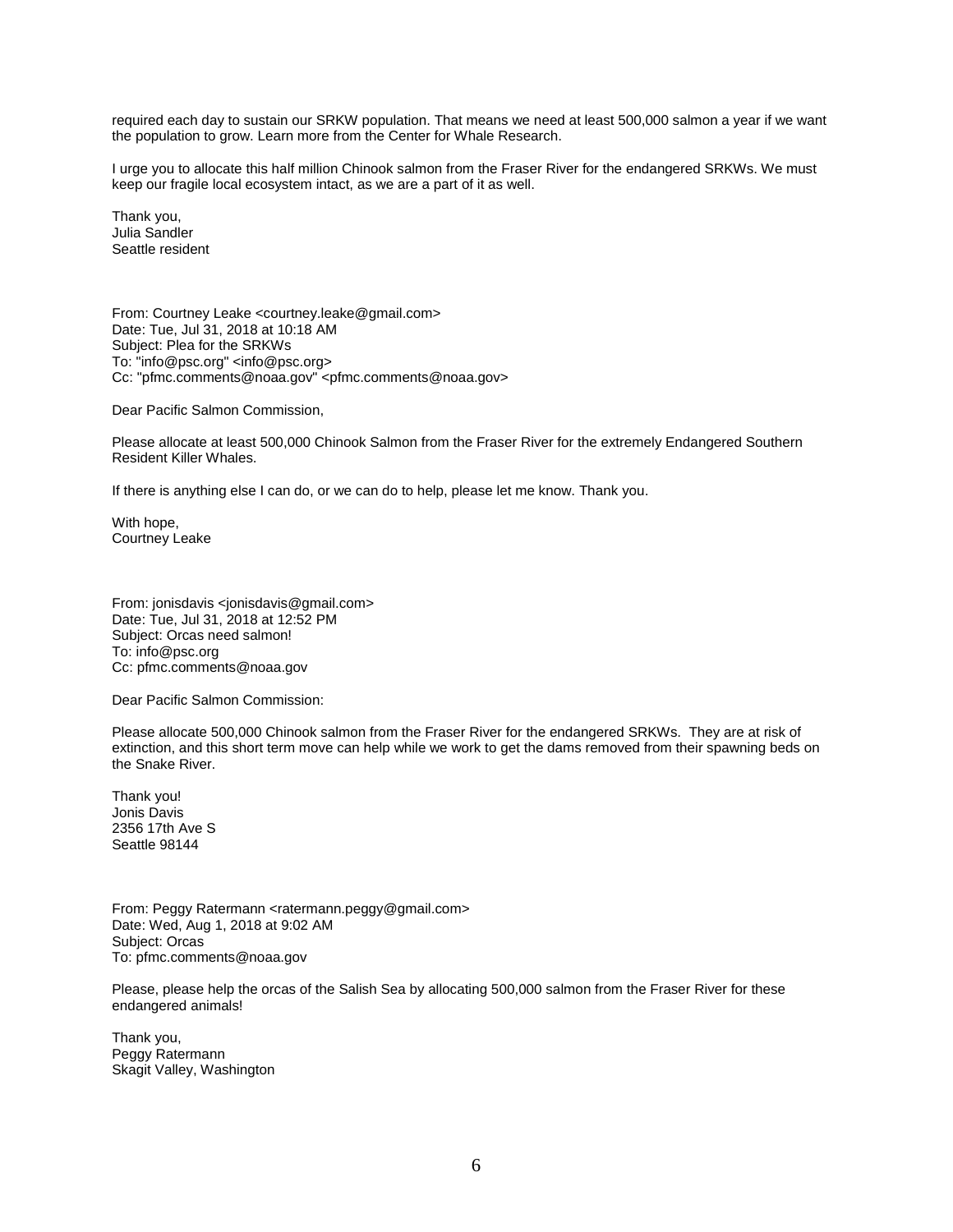required each day to sustain our SRKW population. That means we need at least 500,000 salmon a year if we want the population to grow. Learn more from the Center for Whale Research.

I urge you to allocate this half million Chinook salmon from the Fraser River for the endangered SRKWs. We must keep our fragile local ecosystem intact, as we are a part of it as well.

Thank you,
Julia Sandler
Seattle resident

From: Courtney Leake <courtney.leake@gmail.com>
Date: Tue, Jul 31, 2018 at 10:18 AM
Subject: Plea for the SRKWs
To: "info@psc.org" <info@psc.org>
Cc: "pfmc.comments@noaa.gov" <pfmc.comments@noaa.gov>

Dear Pacific Salmon Commission,

Please allocate at least 500,000 Chinook Salmon from the Fraser River for the extremely Endangered Southern Resident Killer Whales.

If there is anything else I can do, or we can do to help, please let me know. Thank you.

With hope,
Courtney Leake

From: jonisdavis <jonisdavis@gmail.com>
Date: Tue, Jul 31, 2018 at 12:52 PM
Subject: Orcas need salmon!
To: info@psc.org
Cc: pfmc.comments@noaa.gov

Dear Pacific Salmon Commission:

Please allocate 500,000 Chinook salmon from the Fraser River for the endangered SRKWs. They are at risk of extinction, and this short term move can help while we work to get the dams removed from their spawning beds on the Snake River.

Thank you!
Jonis Davis
2356 17th Ave S
Seattle 98144

From: Peggy Ratermann <ratermann.peggy@gmail.com>
Date: Wed, Aug 1, 2018 at 9:02 AM
Subject: Orcas
To: pfmc.comments@noaa.gov

Please, please help the orcas of the Salish Sea by allocating 500,000 salmon from the Fraser River for these endangered animals!

Thank you,
Peggy Ratermann
Skagit Valley, Washington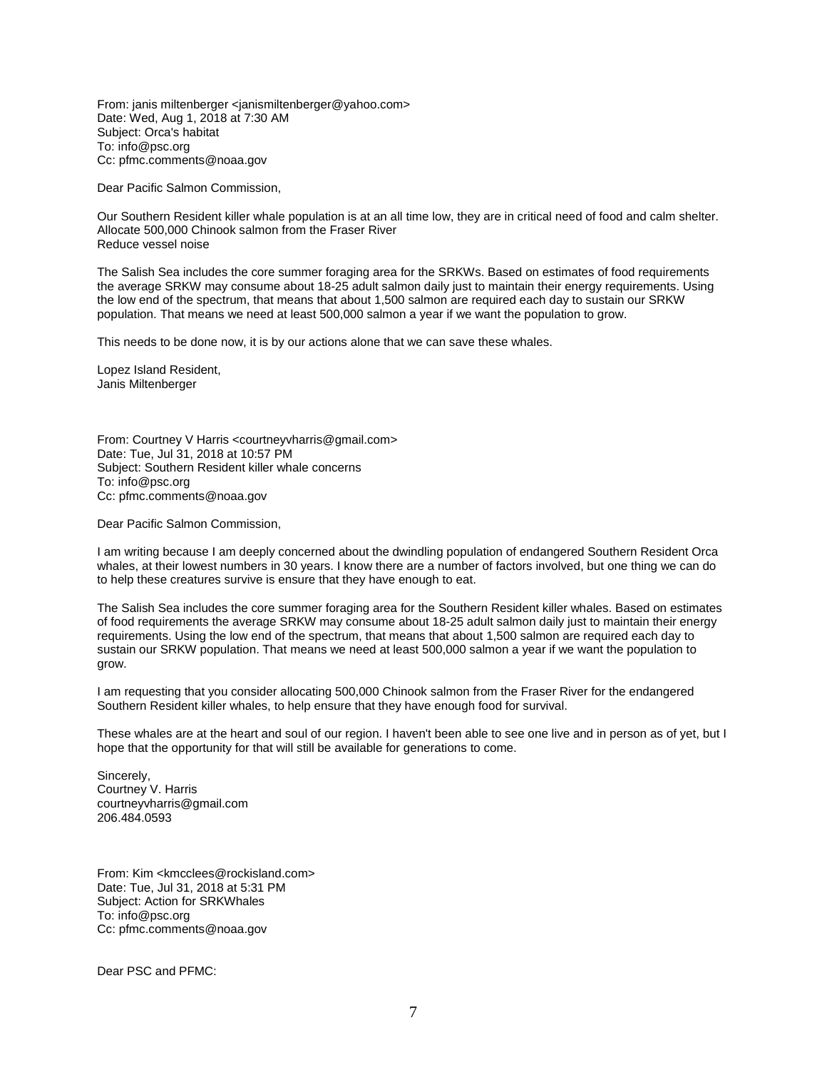From: janis miltenberger <janismiltenberger@yahoo.com>
Date: Wed, Aug 1, 2018 at 7:30 AM
Subject: Orca's habitat
To: info@psc.org
Cc: pfmc.comments@noaa.gov

Dear Pacific Salmon Commission,

Our Southern Resident killer whale population is at an all time low, they are in critical need of food and calm shelter.
Allocate 500,000 Chinook salmon from the Fraser River
Reduce vessel noise

The Salish Sea includes the core summer foraging area for the SRKWs. Based on estimates of food requirements the average SRKW may consume about 18-25 adult salmon daily just to maintain their energy requirements. Using the low end of the spectrum, that means that about 1,500 salmon are required each day to sustain our SRKW population. That means we need at least 500,000 salmon a year if we want the population to grow.

This needs to be done now, it is by our actions alone that we can save these whales.

Lopez Island Resident,
Janis Miltenberger

From: Courtney V Harris <courtneyvharris@gmail.com>
Date: Tue, Jul 31, 2018 at 10:57 PM
Subject: Southern Resident killer whale concerns
To: info@psc.org
Cc: pfmc.comments@noaa.gov

Dear Pacific Salmon Commission,

I am writing because I am deeply concerned about the dwindling population of endangered Southern Resident Orca whales, at their lowest numbers in 30 years. I know there are a number of factors involved, but one thing we can do to help these creatures survive is ensure that they have enough to eat.

The Salish Sea includes the core summer foraging area for the Southern Resident killer whales. Based on estimates of food requirements the average SRKW may consume about 18-25 adult salmon daily just to maintain their energy requirements. Using the low end of the spectrum, that means that about 1,500 salmon are required each day to sustain our SRKW population. That means we need at least 500,000 salmon a year if we want the population to grow.

I am requesting that you consider allocating 500,000 Chinook salmon from the Fraser River for the endangered Southern Resident killer whales, to help ensure that they have enough food for survival.

These whales are at the heart and soul of our region. I haven't been able to see one live and in person as of yet, but I hope that the opportunity for that will still be available for generations to come.

Sincerely,
Courtney V. Harris
courtneyvharris@gmail.com
206.484.0593

From: Kim <kmcclees@rockisland.com>
Date: Tue, Jul 31, 2018 at 5:31 PM
Subject: Action for SRKWhales
To: info@psc.org
Cc: pfmc.comments@noaa.gov

Dear PSC and PFMC: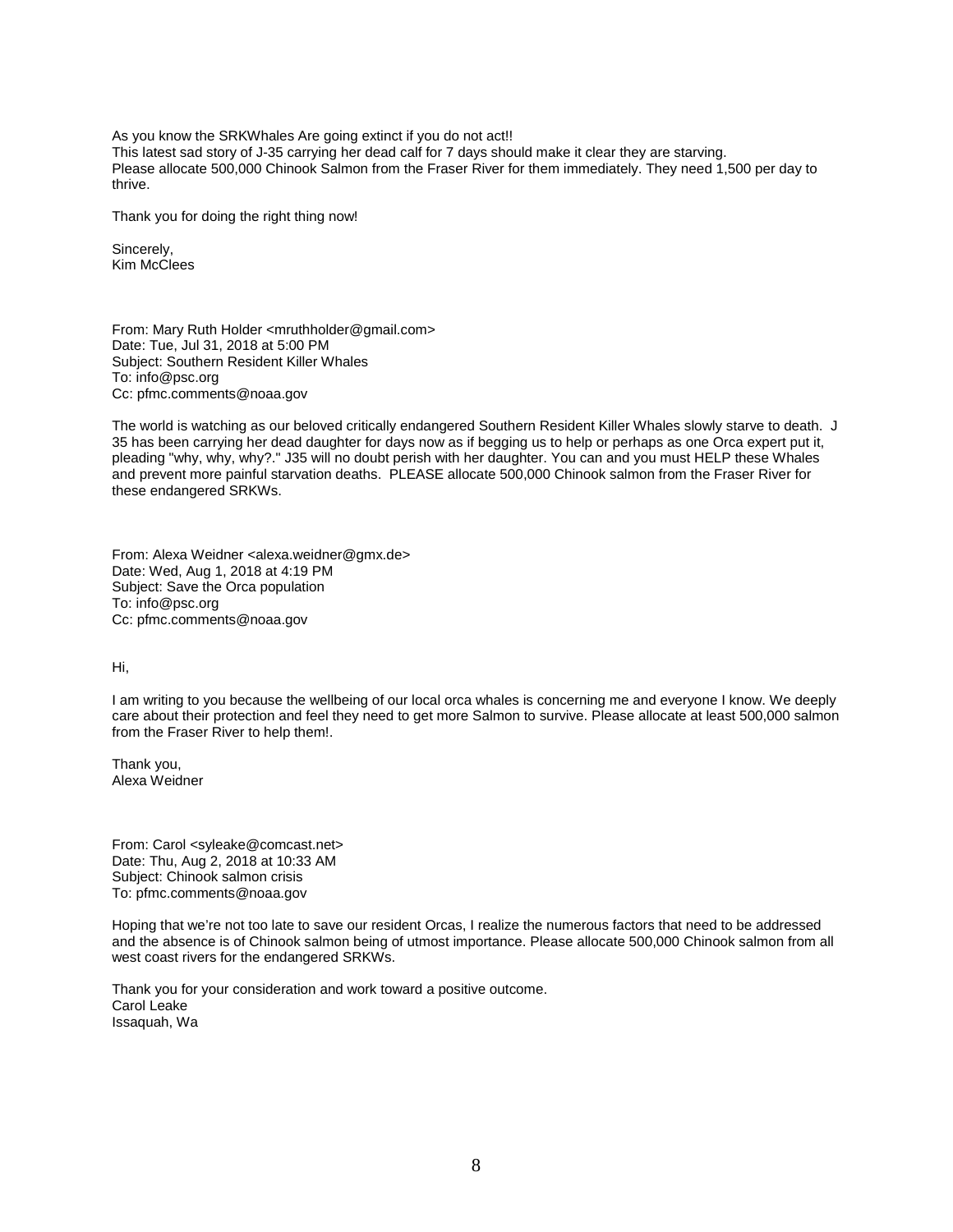As you know the SRKWhales Are going extinct if you do not act!!
This latest sad story of J-35 carrying her dead calf for 7 days should make it clear they are starving.
Please allocate 500,000 Chinook Salmon from the Fraser River for them immediately. They need 1,500 per day to thrive.

Thank you for doing the right thing now!

Sincerely,
Kim McClees

From: Mary Ruth Holder <mruthholder@gmail.com>
Date: Tue, Jul 31, 2018 at 5:00 PM
Subject: Southern Resident Killer Whales
To: info@psc.org
Cc: pfmc.comments@noaa.gov

The world is watching as our beloved critically endangered Southern Resident Killer Whales slowly starve to death. J 35 has been carrying her dead daughter for days now as if begging us to help or perhaps as one Orca expert put it, pleading "why, why, why?." J35 will no doubt perish with her daughter. You can and you must HELP these Whales and prevent more painful starvation deaths. PLEASE allocate 500,000 Chinook salmon from the Fraser River for these endangered SRKWs.

From: Alexa Weidner <alexa.weidner@gmx.de>
Date: Wed, Aug 1, 2018 at 4:19 PM
Subject: Save the Orca population
To: info@psc.org
Cc: pfmc.comments@noaa.gov

Hi,

I am writing to you because the wellbeing of our local orca whales is concerning me and everyone I know. We deeply care about their protection and feel they need to get more Salmon to survive. Please allocate at least 500,000 salmon from the Fraser River to help them!.

Thank you,
Alexa Weidner

From: Carol <syleake@comcast.net>
Date: Thu, Aug 2, 2018 at 10:33 AM
Subject: Chinook salmon crisis
To: pfmc.comments@noaa.gov

Hoping that we're not too late to save our resident Orcas, I realize the numerous factors that need to be addressed and the absence is of Chinook salmon being of utmost importance. Please allocate 500,000 Chinook salmon from all west coast rivers for the endangered SRKWs.

Thank you for your consideration and work toward a positive outcome.
Carol Leake
Issaquah, Wa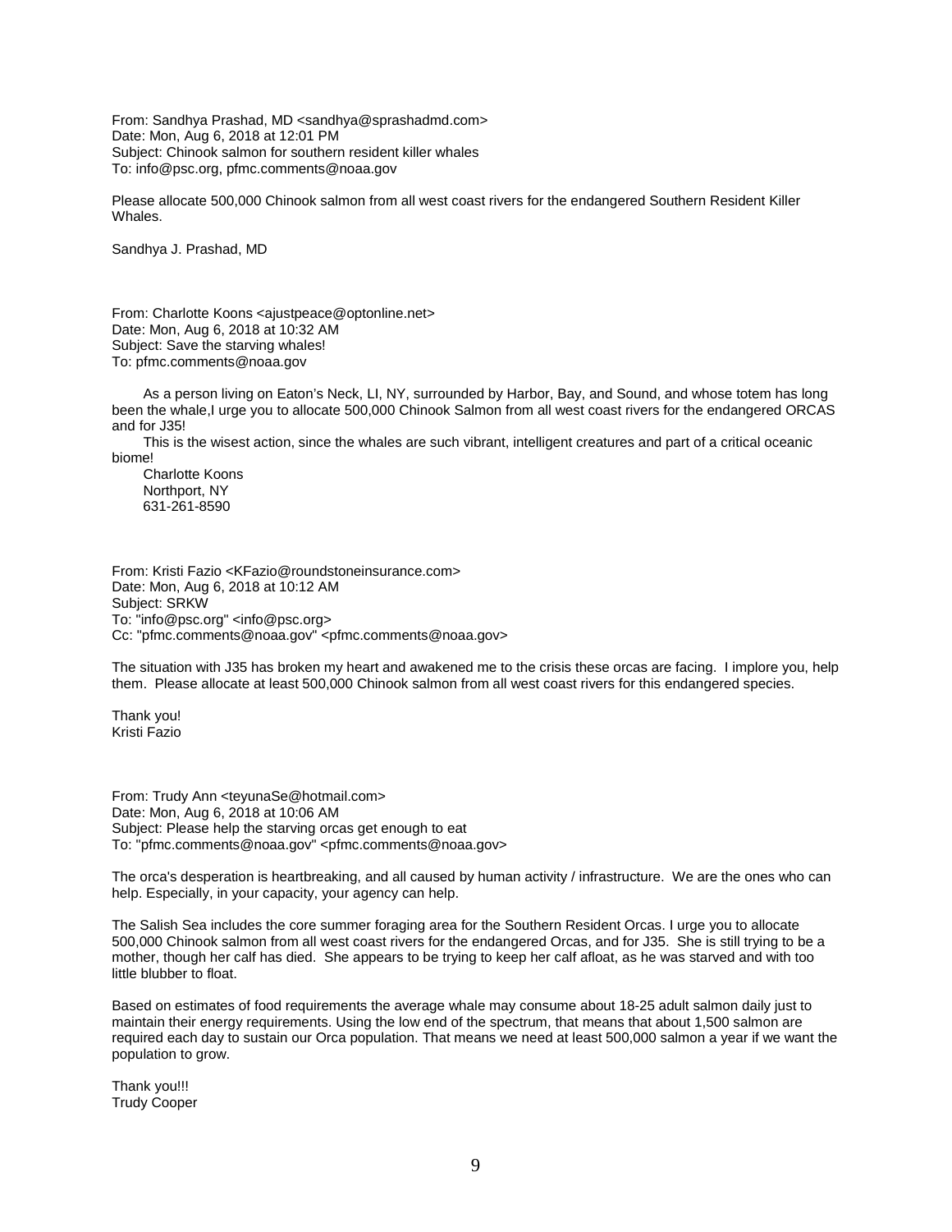From: Sandhya Prashad, MD <sandhya@sprashadmd.com>
Date: Mon, Aug 6, 2018 at 12:01 PM
Subject: Chinook salmon for southern resident killer whales
To: info@psc.org, pfmc.comments@noaa.gov

Please allocate 500,000 Chinook salmon from all west coast rivers for the endangered Southern Resident Killer Whales.

Sandhya J. Prashad, MD

From: Charlotte Koons <ajustpeace@optonline.net>
Date: Mon, Aug 6, 2018 at 10:32 AM
Subject: Save the starving whales!
To: pfmc.comments@noaa.gov

As a person living on Eaton's Neck, LI, NY, surrounded by Harbor, Bay, and Sound, and whose totem has long been the whale,I urge you to allocate 500,000 Chinook Salmon from all west coast rivers for the endangered ORCAS and for J35!

This is the wisest action, since the whales are such vibrant, intelligent creatures and part of a critical oceanic biome!

Charlotte Koons
Northport, NY
631-261-8590

From: Kristi Fazio <KFazio@roundstoneinsurance.com>
Date: Mon, Aug 6, 2018 at 10:12 AM
Subject: SRKW
To: "info@psc.org" <info@psc.org>
Cc: "pfmc.comments@noaa.gov" <pfmc.comments@noaa.gov>

The situation with J35 has broken my heart and awakened me to the crisis these orcas are facing. I implore you, help them. Please allocate at least 500,000 Chinook salmon from all west coast rivers for this endangered species.

Thank you!
Kristi Fazio

From: Trudy Ann <teyunaSe@hotmail.com>
Date: Mon, Aug 6, 2018 at 10:06 AM
Subject: Please help the starving orcas get enough to eat
To: "pfmc.comments@noaa.gov" <pfmc.comments@noaa.gov>

The orca's desperation is heartbreaking, and all caused by human activity / infrastructure. We are the ones who can help. Especially, in your capacity, your agency can help.

The Salish Sea includes the core summer foraging area for the Southern Resident Orcas. I urge you to allocate 500,000 Chinook salmon from all west coast rivers for the endangered Orcas, and for J35. She is still trying to be a mother, though her calf has died. She appears to be trying to keep her calf afloat, as he was starved and with too little blubber to float.

Based on estimates of food requirements the average whale may consume about 18-25 adult salmon daily just to maintain their energy requirements. Using the low end of the spectrum, that means that about 1,500 salmon are required each day to sustain our Orca population. That means we need at least 500,000 salmon a year if we want the population to grow.

Thank you!!!
Trudy Cooper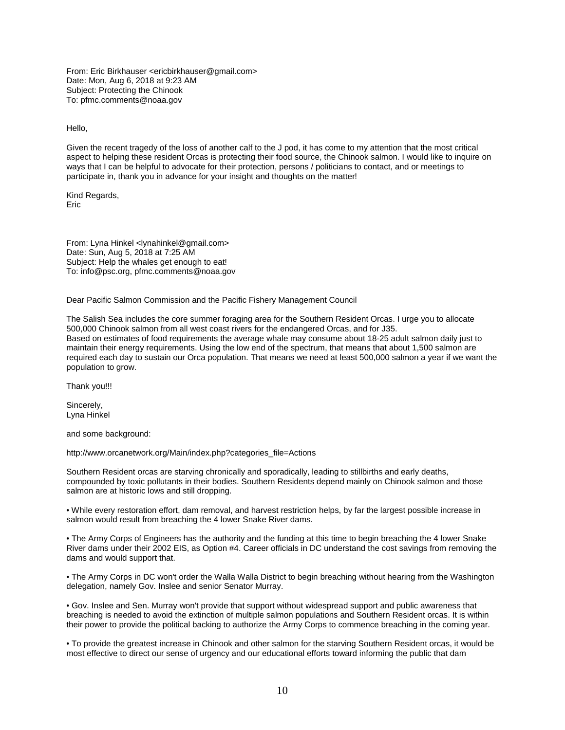From: Eric Birkhauser <ericbirkhauser@gmail.com>
Date: Mon, Aug 6, 2018 at 9:23 AM
Subject: Protecting the Chinook
To: pfmc.comments@noaa.gov

Hello,

Given the recent tragedy of the loss of another calf to the J pod, it has come to my attention that the most critical aspect to helping these resident Orcas is protecting their food source, the Chinook salmon. I would like to inquire on ways that I can be helpful to advocate for their protection, persons / politicians to contact, and or meetings to participate in, thank you in advance for your insight and thoughts on the matter!

Kind Regards,
Eric

From: Lyna Hinkel <lynahinkel@gmail.com>
Date: Sun, Aug 5, 2018 at 7:25 AM
Subject: Help the whales get enough to eat!
To: info@psc.org, pfmc.comments@noaa.gov

Dear Pacific Salmon Commission and the Pacific Fishery Management Council

The Salish Sea includes the core summer foraging area for the Southern Resident Orcas. I urge you to allocate 500,000 Chinook salmon from all west coast rivers for the endangered Orcas, and for J35.
Based on estimates of food requirements the average whale may consume about 18-25 adult salmon daily just to maintain their energy requirements. Using the low end of the spectrum, that means that about 1,500 salmon are required each day to sustain our Orca population. That means we need at least 500,000 salmon a year if we want the population to grow.

Thank you!!!

Sincerely,
Lyna Hinkel

and some background:

http://www.orcanetwork.org/Main/index.php?categories_file=Actions

Southern Resident orcas are starving chronically and sporadically, leading to stillbirths and early deaths, compounded by toxic pollutants in their bodies. Southern Residents depend mainly on Chinook salmon and those salmon are at historic lows and still dropping.

- While every restoration effort, dam removal, and harvest restriction helps, by far the largest possible increase in salmon would result from breaching the 4 lower Snake River dams.

- The Army Corps of Engineers has the authority and the funding at this time to begin breaching the 4 lower Snake River dams under their 2002 EIS, as Option #4. Career officials in DC understand the cost savings from removing the dams and would support that.

- The Army Corps in DC won't order the Walla Walla District to begin breaching without hearing from the Washington delegation, namely Gov. Inslee and senior Senator Murray.

- Gov. Inslee and Sen. Murray won't provide that support without widespread support and public awareness that breaching is needed to avoid the extinction of multiple salmon populations and Southern Resident orcas. It is within their power to provide the political backing to authorize the Army Corps to commence breaching in the coming year.

- To provide the greatest increase in Chinook and other salmon for the starving Southern Resident orcas, it would be most effective to direct our sense of urgency and our educational efforts toward informing the public that dam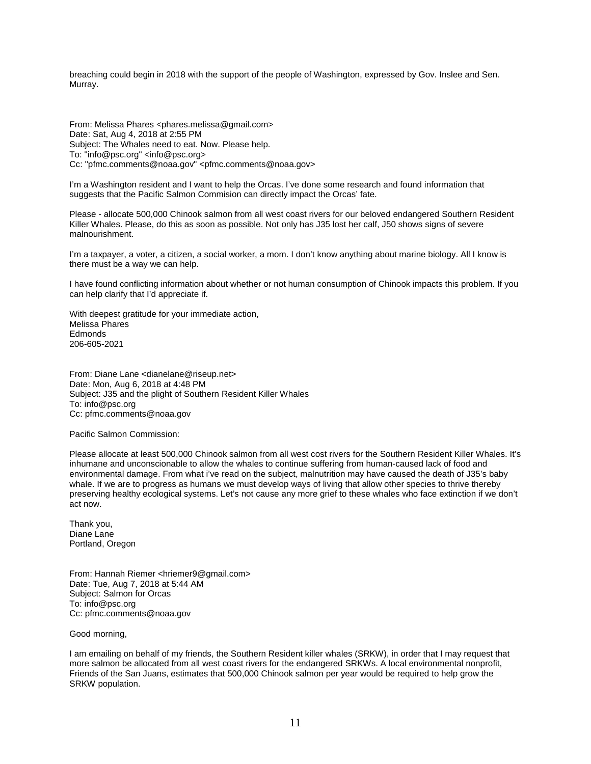breaching could begin in 2018 with the support of the people of Washington, expressed by Gov. Inslee and Sen. Murray.

From: Melissa Phares <phares.melissa@gmail.com>
Date: Sat, Aug 4, 2018 at 2:55 PM
Subject: The Whales need to eat. Now. Please help.
To: "info@psc.org" <info@psc.org>
Cc: "pfmc.comments@noaa.gov" <pfmc.comments@noaa.gov>

I'm a Washington resident and I want to help the Orcas. I've done some research and found information that suggests that the Pacific Salmon Commision can directly impact the Orcas' fate.

Please - allocate 500,000 Chinook salmon from all west coast rivers for our beloved endangered Southern Resident Killer Whales. Please, do this as soon as possible. Not only has J35 lost her calf, J50 shows signs of severe malnourishment.

I'm a taxpayer, a voter, a citizen, a social worker, a mom. I don't know anything about marine biology. All I know is there must be a way we can help.

I have found conflicting information about whether or not human consumption of Chinook impacts this problem. If you can help clarify that I'd appreciate if.

With deepest gratitude for your immediate action,
Melissa Phares
Edmonds
206-605-2021

From: Diane Lane <dianelane@riseup.net>
Date: Mon, Aug 6, 2018 at 4:48 PM
Subject: J35 and the plight of Southern Resident Killer Whales
To: info@psc.org
Cc: pfmc.comments@noaa.gov

Pacific Salmon Commission:

Please allocate at least 500,000 Chinook salmon from all west cost rivers for the Southern Resident Killer Whales. It's inhumane and unconscionable to allow the whales to continue suffering from human-caused lack of food and environmental damage. From what i've read on the subject, malnutrition may have caused the death of J35's baby whale. If we are to progress as humans we must develop ways of living that allow other species to thrive thereby preserving healthy ecological systems. Let's not cause any more grief to these whales who face extinction if we don't act now.

Thank you,
Diane Lane
Portland, Oregon

From: Hannah Riemer <hriemer9@gmail.com>
Date: Tue, Aug 7, 2018 at 5:44 AM
Subject: Salmon for Orcas
To: info@psc.org
Cc: pfmc.comments@noaa.gov

Good morning,

I am emailing on behalf of my friends, the Southern Resident killer whales (SRKW), in order that I may request that more salmon be allocated from all west coast rivers for the endangered SRKWs. A local environmental nonprofit, Friends of the San Juans, estimates that 500,000 Chinook salmon per year would be required to help grow the SRKW population.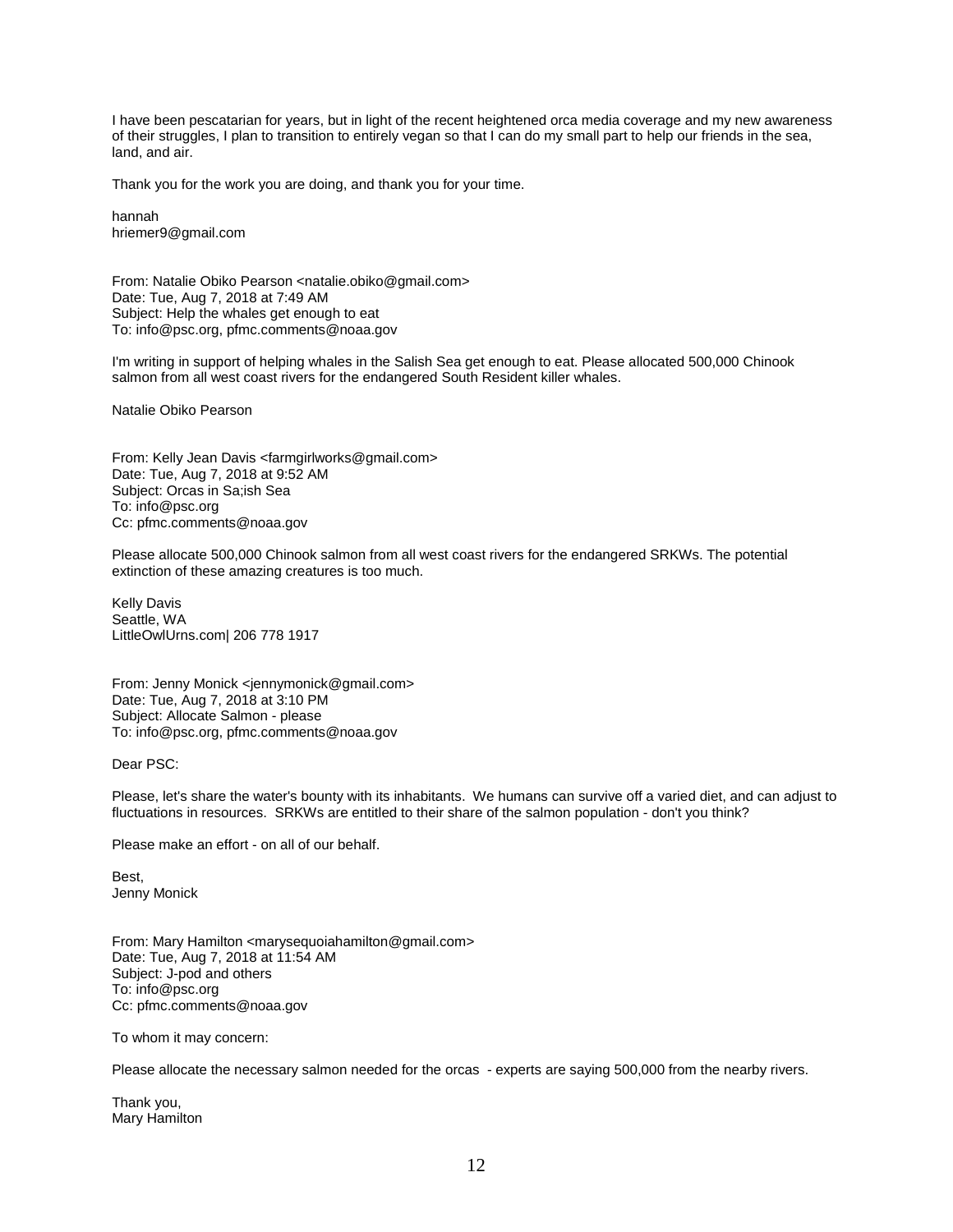I have been pescatarian for years, but in light of the recent heightened orca media coverage and my new awareness of their struggles, I plan to transition to entirely vegan so that I can do my small part to help our friends in the sea, land, and air.

Thank you for the work you are doing, and thank you for your time.

hannah
hriemer9@gmail.com

From: Natalie Obiko Pearson <natalie.obiko@gmail.com>
Date: Tue, Aug 7, 2018 at 7:49 AM
Subject: Help the whales get enough to eat
To: info@psc.org, pfmc.comments@noaa.gov

I'm writing in support of helping whales in the Salish Sea get enough to eat. Please allocated 500,000 Chinook salmon from all west coast rivers for the endangered South Resident killer whales.

Natalie Obiko Pearson

From: Kelly Jean Davis <farmgirlworks@gmail.com>
Date: Tue, Aug 7, 2018 at 9:52 AM
Subject: Orcas in Sa;ish Sea
To: info@psc.org
Cc: pfmc.comments@noaa.gov

Please allocate 500,000 Chinook salmon from all west coast rivers for the endangered SRKWs. The potential extinction of these amazing creatures is too much.

Kelly Davis
Seattle, WA
LittleOwlUrns.com| 206 778 1917

From: Jenny Monick <jennymonick@gmail.com>
Date: Tue, Aug 7, 2018 at 3:10 PM
Subject: Allocate Salmon - please
To: info@psc.org, pfmc.comments@noaa.gov

Dear PSC:

Please, let's share the water's bounty with its inhabitants. We humans can survive off a varied diet, and can adjust to fluctuations in resources. SRKWs are entitled to their share of the salmon population - don't you think?

Please make an effort - on all of our behalf.

Best,
Jenny Monick

From: Mary Hamilton <marysequoiahamilton@gmail.com>
Date: Tue, Aug 7, 2018 at 11:54 AM
Subject: J-pod and others
To: info@psc.org
Cc: pfmc.comments@noaa.gov

To whom it may concern:

Please allocate the necessary salmon needed for the orcas - experts are saying 500,000 from the nearby rivers.

Thank you,
Mary Hamilton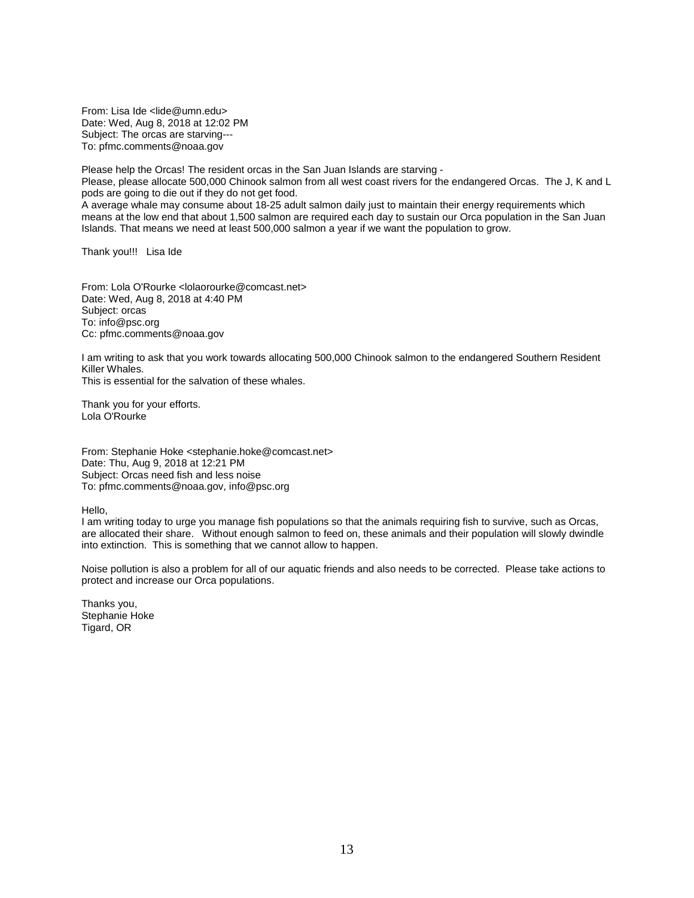From: Lisa Ide <lide@umn.edu>
Date: Wed, Aug 8, 2018 at 12:02 PM
Subject: The orcas are starving---
To: pfmc.comments@noaa.gov

Please help the Orcas! The resident orcas in the San Juan Islands are starving -
Please, please allocate 500,000 Chinook salmon from all west coast rivers for the endangered Orcas. The J, K and L pods are going to die out if they do not get food.
A average whale may consume about 18-25 adult salmon daily just to maintain their energy requirements which means at the low end that about 1,500 salmon are required each day to sustain our Orca population in the San Juan Islands. That means we need at least 500,000 salmon a year if we want the population to grow.

Thank you!!! Lisa Ide

From: Lola O'Rourke <lolaorourke@comcast.net>
Date: Wed, Aug 8, 2018 at 4:40 PM
Subject: orcas
To: info@psc.org
Cc: pfmc.comments@noaa.gov

I am writing to ask that you work towards allocating 500,000 Chinook salmon to the endangered Southern Resident Killer Whales.
This is essential for the salvation of these whales.

Thank you for your efforts.
Lola O'Rourke

From: Stephanie Hoke <stephanie.hoke@comcast.net>
Date: Thu, Aug 9, 2018 at 12:21 PM
Subject: Orcas need fish and less noise
To: pfmc.comments@noaa.gov, info@psc.org

Hello,
I am writing today to urge you manage fish populations so that the animals requiring fish to survive, such as Orcas, are allocated their share. Without enough salmon to feed on, these animals and their population will slowly dwindle into extinction. This is something that we cannot allow to happen.

Noise pollution is also a problem for all of our aquatic friends and also needs to be corrected. Please take actions to protect and increase our Orca populations.

Thanks you,
Stephanie Hoke
Tigard, OR